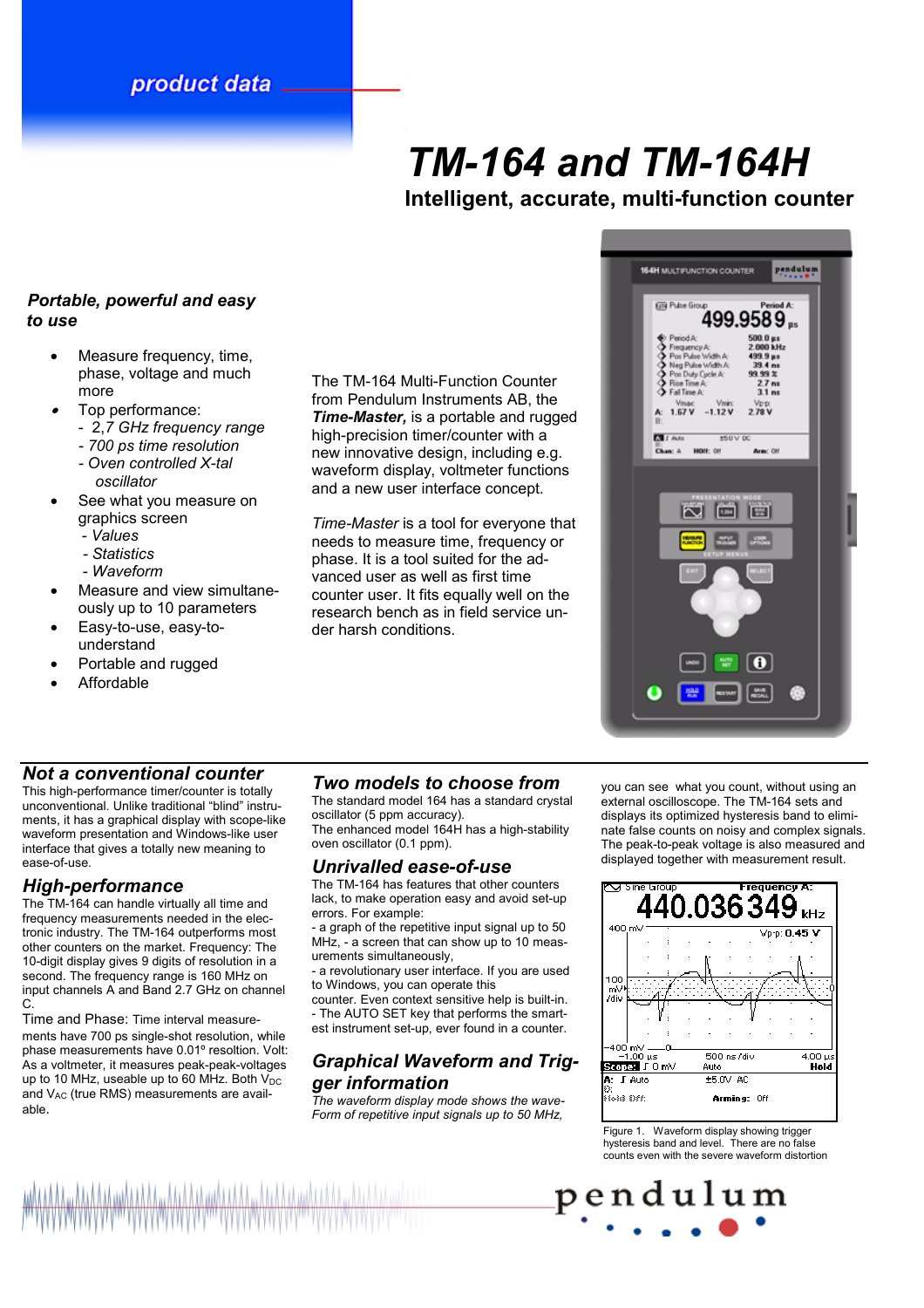product data

# TM-164 and TM-164H

## Intelligent, accurate, multi-function counter

### *Portable, powerful and easy to use*

- Measure frequency, time, phase, voltage and much more
- Top performance:
  - *2,7 GHz frequency range*
  - *700 ps time resolution*
  - *Oven controlled X-tal oscillator*
- See what you measure on graphics screen
  - *Values*
  - *Statistics*
  - *Waveform*
- Measure and view simultaneously up to 10 parameters
- Easy-to-use, easy-to-understand
- Portable and rugged
- Affordable

The TM-164 Multi-Function Counter from Pendulum Instruments AB, the ***Time-Master,*** is a portable and rugged high-precision timer/counter with a new innovative design, including e.g. waveform display, voltmeter functions and a new user interface concept.

*Time-Master* is a tool for everyone that needs to measure time, frequency or phase. It is a tool suited for the advanced user as well as first time counter user. It fits equally well on the research bench as in field service under harsh conditions.

## *Not a conventional counter*

This high-performance timer/counter is totally unconventional. Unlike traditional "blind" instruments, it has a graphical display with scope-like waveform presentation and Windows-like user interface that gives a totally new meaning to ease-of-use.

## *High-performance*

The TM-164 can handle virtually all time and frequency measurements needed in the electronic industry. The TM-164 outperforms most other counters on the market. Frequency: The 10-digit display gives 9 digits of resolution in a second. The frequency range is 160 MHz on input channels A and Band 2.7 GHz on channel C.

Time and Phase: Time interval measurements have 700 ps single-shot resolution, while phase measurements have 0.01º resolution. Volt: As a voltmeter, it measures peak-peak-voltages up to 10 MHz, useable up to 60 MHz. Both $V_{DC}$ and $V_{AC}$ (true RMS) measurements are available.

## *Two models to choose from*

The standard model 164 has a standard crystal oscillator (5 ppm accuracy).
The enhanced model 164H has a high-stability oven oscillator (0.1 ppm).

## *Unrivalled ease-of-use*

The TM-164 has features that other counters lack, to make operation easy and avoid set-up errors. For example:
- a graph of the repetitive input signal up to 50 MHz, - a screen that can show up to 10 measurements simultaneously,
- a revolutionary user interface. If you are used to Windows, you can operate this counter. Even context sensitive help is built-in.
- The AUTO SET key that performs the smartest instrument set-up, ever found in a counter.

## *Graphical Waveform and Trigger information*

*The waveform display mode shows the wave-Form of repetitive input signals up to 50 MHz,* you can see what you count, without using an external oscilloscope. The TM-164 sets and displays its optimized hysteresis band to eliminate false counts on noisy and complex signals. The peak-to-peak voltage is also measured and displayed together with measurement result.

Figure 1. Waveform display showing trigger hysteresis band and level. There are no false counts even with the severe waveform distortion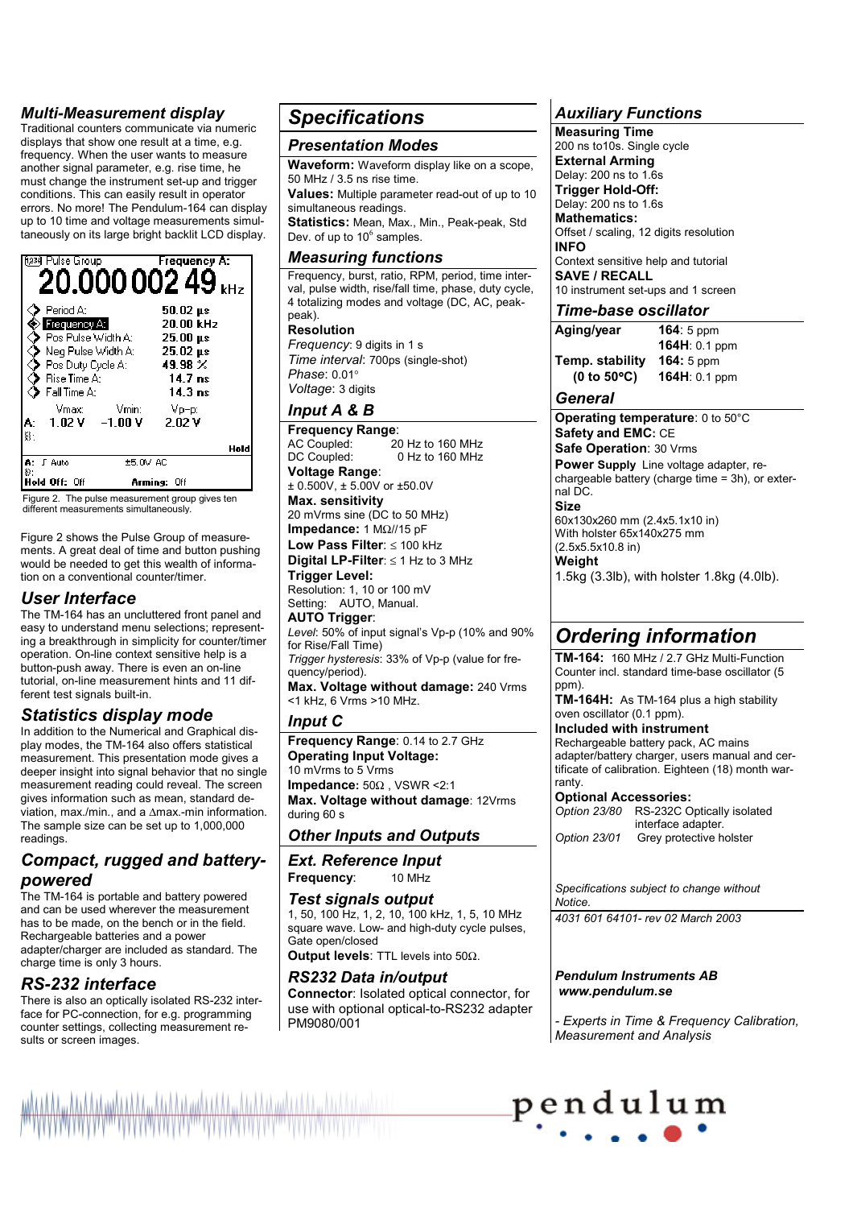## Multi-Measurement display

Traditional counters communicate via numeric displays that show one result at a time, e.g. frequency. When the user wants to measure another signal parameter, e.g. rise time, he must change the instrument set-up and trigger conditions. This can easily result in operator errors. No more! The Pendulum-164 can display up to 10 time and voltage measurements simultaneously on its large bright backlit LCD display.

Pulse Group Frequency A:
20.000 002 49 kHz

Period A: 50.02 µs
Frequency A: 20.00 kHz
Pos Pulse Width A: 25.00 µs
Neg Pulse Width A: 25.02 µs
Pos Duty Cycle A: 49.98 %
Rise Time A: 14.7 ns
Fall Time A: 14.3 ns

Vmax: Vmin: Vp-p:
A: 1.02 V −1.00 V 2.02 V
B:

Hold

A: ∫ Auto ±5.0V AC
B:
Hold Off: Off Arming: Off

Figure 2. The pulse measurement group gives ten different measurements simultaneously.

Figure 2 shows the Pulse Group of measurements. A great deal of time and button pushing would be needed to get this wealth of information on a conventional counter/timer.

## User Interface

The TM-164 has an uncluttered front panel and easy to understand menu selections; representing a breakthrough in simplicity for counter/timer operation. On-line context sensitive help is a button-push away. There is even an on-line tutorial, on-line measurement hints and 11 different test signals built-in.

## Statistics display mode

In addition to the Numerical and Graphical display modes, the TM-164 also offers statistical measurement. This presentation mode gives a deeper insight into signal behavior that no single measurement reading could reveal. The screen gives information such as mean, standard deviation, max./min., and a Δmax.-min information. The sample size can be set up to 1,000,000 readings.

## Compact, rugged and battery-powered

The TM-164 is portable and battery powered and can be used wherever the measurement has to be made, on the bench or in the field. Rechargeable batteries and a power adapter/charger are included as standard. The charge time is only 3 hours.

## RS-232 interface

There is also an optically isolated RS-232 interface for PC-connection, for e.g. programming counter settings, collecting measurement results or screen images.

# Specifications

## Presentation Modes

**Waveform:** Waveform display like on a scope, 50 MHz / 3.5 ns rise time.
**Values:** Multiple parameter read-out of up to 10 simultaneous readings.
**Statistics:** Mean, Max., Min., Peak-peak, Std Dev. of up to $10^6$ samples.

## Measuring functions

Frequency, burst, ratio, RPM, period, time interval, pulse width, rise/fall time, phase, duty cycle, 4 totalizing modes and voltage (DC, AC, peak-peak).

**Resolution**
*Frequency*: 9 digits in 1 s
*Time interval*: 700ps (single-shot)
*Phase*: 0.01°
*Voltage*: 3 digits

## Input A & B

**Frequency Range**:
AC Coupled: 20 Hz to 160 MHz
DC Coupled: 0 Hz to 160 MHz
**Voltage Range**:
± 0.500V, ± 5.00V or ±50.0V
**Max. sensitivity**
20 mVrms sine (DC to 50 MHz)
**Impedance:** 1 MΩ//15 pF
**Low Pass Filter**: ≤ 100 kHz
**Digital LP-Filter**: ≤ 1 Hz to 3 MHz
**Trigger Level:**
Resolution: 1, 10 or 100 mV
Setting: AUTO, Manual.
**AUTO Trigger**:
*Level*: 50% of input signal's Vp-p (10% and 90% for Rise/Fall Time)
*Trigger hysteresis*: 33% of Vp-p (value for frequency/period).
**Max. Voltage without damage:** 240 Vrms <1 kHz, 6 Vrms >10 MHz.

## Input C

**Frequency Range**: 0.14 to 2.7 GHz
**Operating Input Voltage:**
10 mVrms to 5 Vrms
**Impedance:** 50Ω , VSWR <2:1
**Max. Voltage without damage**: 12Vrms during 60 s

## Other Inputs and Outputs

### Ext. Reference Input

**Frequency**: 10 MHz

### Test signals output

1, 50, 100 Hz, 1, 2, 10, 100 kHz, 1, 5, 10 MHz square wave. Low- and high-duty cycle pulses, Gate open/closed
**Output levels**: TTL levels into 50Ω.

### RS232 Data in/output

**Connector**: Isolated optical connector, for use with optional optical-to-RS232 adapter PM9080/001

## Auxiliary Functions

**Measuring Time**
200 ns to10s. Single cycle
**External Arming**
Delay: 200 ns to 1.6s
**Trigger Hold-Off:**
Delay: 200 ns to 1.6s
**Mathematics:**
Offset / scaling, 12 digits resolution
**INFO**
Context sensitive help and tutorial
**SAVE / RECALL**
10 instrument set-ups and 1 screen

## Time-base oscillator

| | |
|---|---|
| **Aging/year** | **164**: 5 ppm<br>**164H**: 0.1 ppm |
| **Temp. stability (0 to 50°C)** | **164:** 5 ppm<br>**164H**: 0.1 ppm |

## General

**Operating temperature**: 0 to 50°C
**Safety and EMC:** CE
**Safe Operation**: 30 Vrms
**Power Supply** Line voltage adapter, rechargeable battery (charge time = 3h), or external DC.
**Size**
60x130x260 mm (2.4x5.1x10 in)
With holster 65x140x275 mm (2.5x5.5x10.8 in)
**Weight**
1.5kg (3.3lb), with holster 1.8kg (4.0lb).

# Ordering information

**TM-164:** 160 MHz / 2.7 GHz Multi-Function Counter incl. standard time-base oscillator (5 ppm).
**TM-164H:** As TM-164 plus a high stability oven oscillator (0.1 ppm).

**Included with instrument**
Rechargeable battery pack, AC mains adapter/battery charger, users manual and certificate of calibration. Eighteen (18) month warranty.

**Optional Accessories:**
*Option 23/80* RS-232C Optically isolated interface adapter.
*Option 23/01* Grey protective holster

*Specifications subject to change without Notice.*

*4031 601 64101- rev 02 March 2003*

***Pendulum Instruments AB***
***www.pendulum.se***

*- Experts in Time & Frequency Calibration, Measurement and Analysis*

pendulum